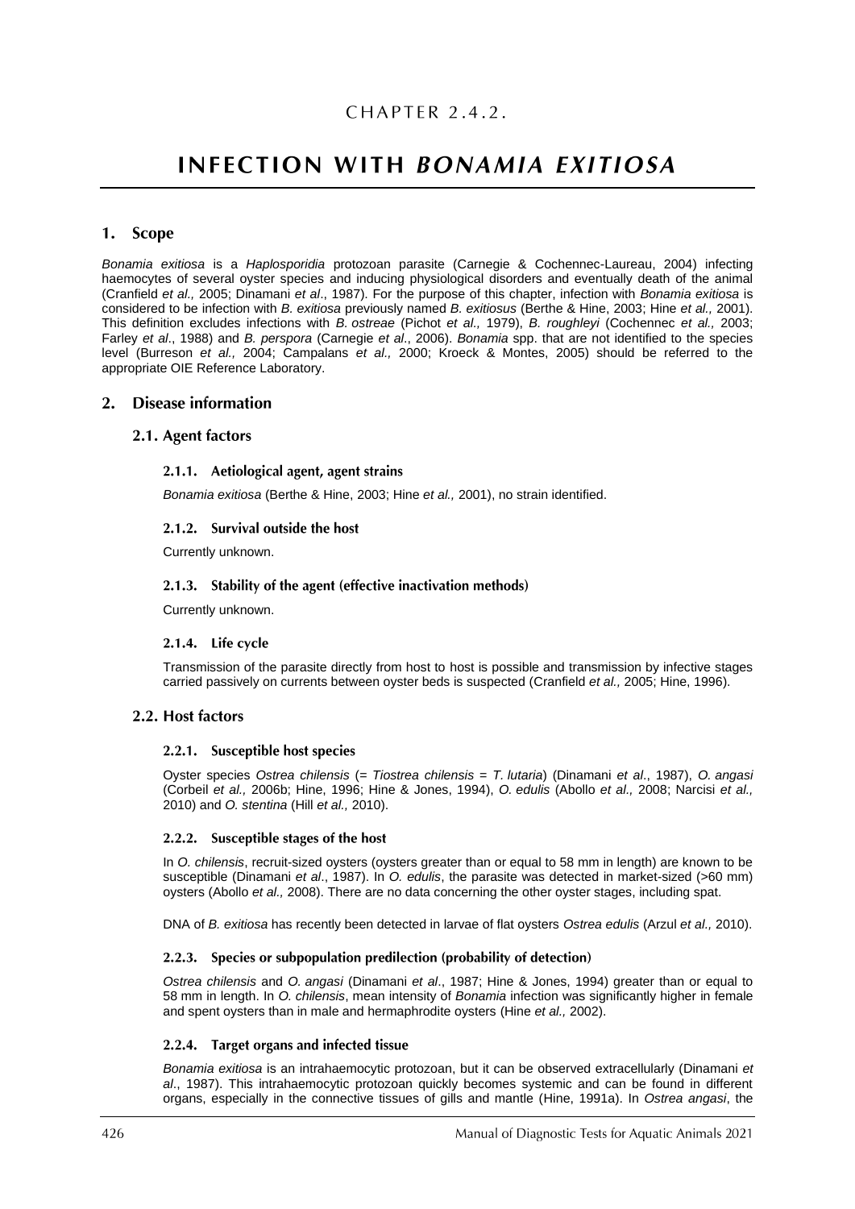CHAPTER 2.4.2.

# INFECTION WITH *BONAMIA EXITIOSA*

## 1. Scope

*Bonamia exitiosa* is a *Haplosporidia* protozoan parasite (Carnegie & Cochennec-Laureau, 2004) infecting haemocytes of several oyster species and inducing physiological disorders and eventually death of the animal (Cranfield *et al.,* 2005; Dinamani *et al*., 1987). For the purpose of this chapter, infection with *Bonamia exitiosa* is considered to be infection with *B. exitiosa* previously named *B. exitiosus* (Berthe & Hine, 2003; Hine *et al.,* 2001). This definition excludes infections with *B. ostreae* (Pichot *et al.,* 1979), *B. roughleyi* (Cochennec *et al.,* 2003; Farley *et al*., 1988) and *B. perspora* (Carnegie *et al*., 2006). *Bonamia* spp. that are not identified to the species level (Burreson *et al.,* 2004; Campalans *et al.,* 2000; Kroeck & Montes, 2005) should be referred to the appropriate OIE Reference Laboratory.

## 2. Disease information

### 2.1. Agent factors

#### 2.1.1. Aetiological agent, agent strains

*Bonamia exitiosa* (Berthe & Hine, 2003; Hine *et al.,* 2001), no strain identified.

#### 2.1.2. Survival outside the host

Currently unknown.

#### 2.1.3. Stability of the agent (effective inactivation methods)

Currently unknown.

#### 2.1.4. Life cycle

Transmission of the parasite directly from host to host is possible and transmission by infective stages carried passively on currents between oyster beds is suspected (Cranfield *et al.,* 2005; Hine, 1996).

### 2.2. Host factors

#### 2.2.1. Susceptible host species

Oyster species *Ostrea chilensis* (= *Tiostrea chilensis* = *T. lutaria*) (Dinamani *et al*., 1987), *O. angasi* (Corbeil *et al.,* 2006b; Hine, 1996; Hine & Jones, 1994), *O. edulis* (Abollo *et al.,* 2008; Narcisi *et al.,* 2010) and *O. stentina* (Hill *et al.,* 2010).

#### 2.2.2. Susceptible stages of the host

In *O. chilensis*, recruit-sized oysters (oysters greater than or equal to 58 mm in length) are known to be susceptible (Dinamani *et al*., 1987). In *O. edulis*, the parasite was detected in market-sized (>60 mm) oysters (Abollo *et al.,* 2008). There are no data concerning the other oyster stages, including spat.

DNA of *B. exitiosa* has recently been detected in larvae of flat oysters *Ostrea edulis* (Arzul *et al.,* 2010).

#### 2.2.3. Species or subpopulation predilection (probability of detection)

*Ostrea chilensis* and *O. angasi* (Dinamani *et al*., 1987; Hine & Jones, 1994) greater than or equal to 58 mm in length. In *O. chilensis*, mean intensity of *Bonamia* infection was significantly higher in female and spent oysters than in male and hermaphrodite oysters (Hine *et al.,* 2002).

#### 2.2.4. Target organs and infected tissue

*Bonamia exitiosa* is an intrahaemocytic protozoan, but it can be observed extracellularly (Dinamani *et al*., 1987). This intrahaemocytic protozoan quickly becomes systemic and can be found in different organs, especially in the connective tissues of gills and mantle (Hine, 1991a). In *Ostrea angasi*, the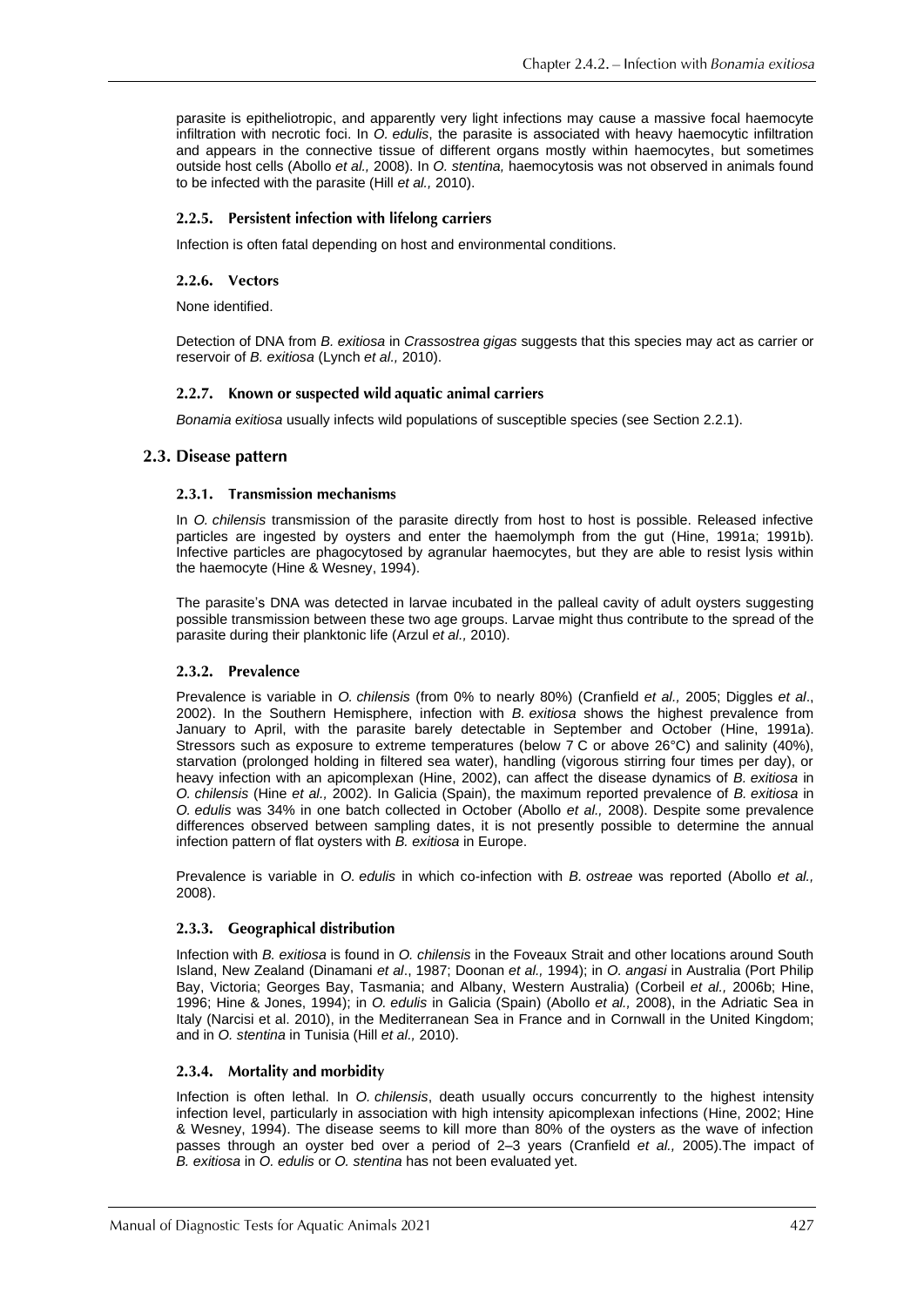parasite is epitheliotropic, and apparently very light infections may cause a massive focal haemocyte infiltration with necrotic foci. In *O. edulis*, the parasite is associated with heavy haemocytic infiltration and appears in the connective tissue of different organs mostly within haemocytes, but sometimes outside host cells (Abollo *et al.,* 2008). In *O. stentina,* haemocytosis was not observed in animals found to be infected with the parasite (Hill *et al.,* 2010).

#### 2.2.5. Persistent infection with lifelong carriers

Infection is often fatal depending on host and environmental conditions.

#### 2.2.6. Vectors

None identified.

Detection of DNA from *B. exitiosa* in *Crassostrea gigas* suggests that this species may act as carrier or reservoir of *B. exitiosa* (Lynch *et al.,* 2010).

#### 2.2.7. Known or suspected wild aquatic animal carriers

*Bonamia exitiosa* usually infects wild populations of susceptible species (see Section 2.2.1).

### 2.3. Disease pattern

#### 2.3.1. Transmission mechanisms

In *O. chilensis* transmission of the parasite directly from host to host is possible. Released infective particles are ingested by oysters and enter the haemolymph from the gut (Hine, 1991a; 1991b). Infective particles are phagocytosed by agranular haemocytes, but they are able to resist lysis within the haemocyte (Hine & Wesney, 1994).

The parasite's DNA was detected in larvae incubated in the palleal cavity of adult oysters suggesting possible transmission between these two age groups. Larvae might thus contribute to the spread of the parasite during their planktonic life (Arzul *et al.,* 2010).

#### 2.3.2. Prevalence

Prevalence is variable in *O. chilensis* (from 0% to nearly 80%) (Cranfield *et al.,* 2005; Diggles *et al*., 2002). In the Southern Hemisphere, infection with *B. exitiosa* shows the highest prevalence from January to April, with the parasite barely detectable in September and October (Hine, 1991a). Stressors such as exposure to extreme temperatures (below 7 C or above 26°C) and salinity (40%), starvation (prolonged holding in filtered sea water), handling (vigorous stirring four times per day), or heavy infection with an apicomplexan (Hine, 2002), can affect the disease dynamics of *B. exitiosa* in *O. chilensis* (Hine *et al.,* 2002). In Galicia (Spain), the maximum reported prevalence of *B. exitiosa* in *O. edulis* was 34% in one batch collected in October (Abollo *et al.,* 2008). Despite some prevalence differences observed between sampling dates, it is not presently possible to determine the annual infection pattern of flat oysters with *B. exitiosa* in Europe.

Prevalence is variable in *O. edulis* in which co-infection with *B. ostreae* was reported (Abollo *et al.,* 2008).

#### 2.3.3. Geographical distribution

Infection with *B. exitiosa* is found in *O. chilensis* in the Foveaux Strait and other locations around South Island, New Zealand (Dinamani *et al*., 1987; Doonan *et al.,* 1994); in *O. angasi* in Australia (Port Philip Bay, Victoria; Georges Bay, Tasmania; and Albany, Western Australia) (Corbeil *et al.,* 2006b; Hine, 1996; Hine & Jones, 1994); in *O. edulis* in Galicia (Spain) (Abollo *et al.,* 2008), in the Adriatic Sea in Italy (Narcisi et al. 2010), in the Mediterranean Sea in France and in Cornwall in the United Kingdom; and in *O. stentina* in Tunisia (Hill *et al.,* 2010).

#### 2.3.4. Mortality and morbidity

Infection is often lethal. In *O. chilensis*, death usually occurs concurrently to the highest intensity infection level, particularly in association with high intensity apicomplexan infections (Hine, 2002; Hine & Wesney, 1994). The disease seems to kill more than 80% of the oysters as the wave of infection passes through an oyster bed over a period of 2–3 years (Cranfield *et al.,* 2005).The impact of *B. exitiosa* in *O. edulis* or *O. stentina* has not been evaluated yet.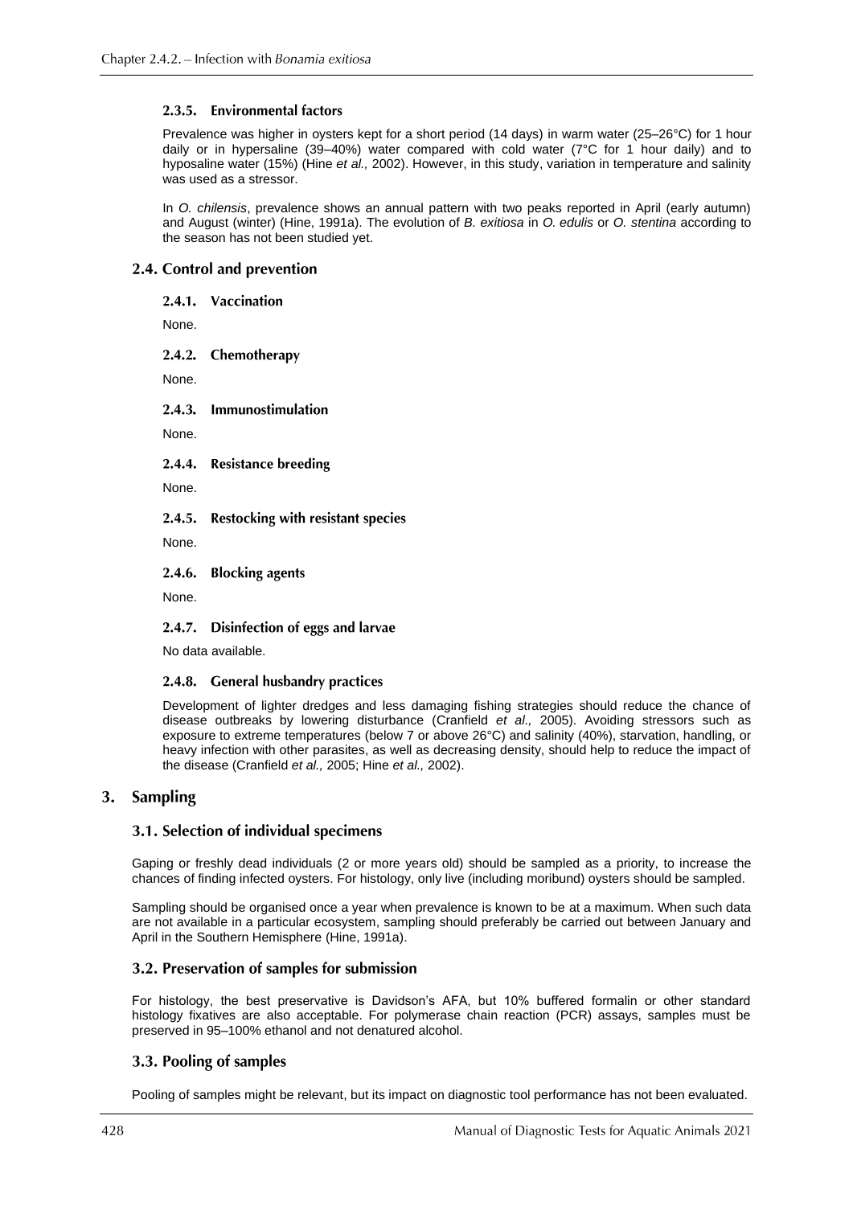#### 2.3.5. Environmental factors

Prevalence was higher in oysters kept for a short period (14 days) in warm water (25–26°C) for 1 hour daily or in hypersaline (39–40%) water compared with cold water (7°C for 1 hour daily) and to hyposaline water (15%) (Hine *et al.,* 2002). However, in this study, variation in temperature and salinity was used as a stressor.

In *O. chilensis*, prevalence shows an annual pattern with two peaks reported in April (early autumn) and August (winter) (Hine, 1991a). The evolution of *B. exitiosa* in *O. edulis* or *O. stentina* according to the season has not been studied yet.

### 2.4. Control and prevention

#### 2.4.1. Vaccination

None.

#### 2.4.2. Chemotherapy

None.

#### 2.4.3. Immunostimulation

None.

#### 2.4.4. Resistance breeding

None.

#### 2.4.5. Restocking with resistant species

None.

#### 2.4.6. Blocking agents

None.

#### 2.4.7. Disinfection of eggs and larvae

No data available.

#### 2.4.8. General husbandry practices

Development of lighter dredges and less damaging fishing strategies should reduce the chance of disease outbreaks by lowering disturbance (Cranfield *et al.,* 2005). Avoiding stressors such as exposure to extreme temperatures (below 7 or above 26°C) and salinity (40%), starvation, handling, or heavy infection with other parasites, as well as decreasing density, should help to reduce the impact of the disease (Cranfield *et al.,* 2005; Hine *et al.,* 2002).

## 3. Sampling

### 3.1. Selection of individual specimens

Gaping or freshly dead individuals (2 or more years old) should be sampled as a priority, to increase the chances of finding infected oysters. For histology, only live (including moribund) oysters should be sampled.

Sampling should be organised once a year when prevalence is known to be at a maximum. When such data are not available in a particular ecosystem, sampling should preferably be carried out between January and April in the Southern Hemisphere (Hine, 1991a).

### 3.2. Preservation of samples for submission

For histology, the best preservative is Davidson's AFA, but 10% buffered formalin or other standard histology fixatives are also acceptable. For polymerase chain reaction (PCR) assays, samples must be preserved in 95–100% ethanol and not denatured alcohol.

### 3.3. Pooling of samples

Pooling of samples might be relevant, but its impact on diagnostic tool performance has not been evaluated.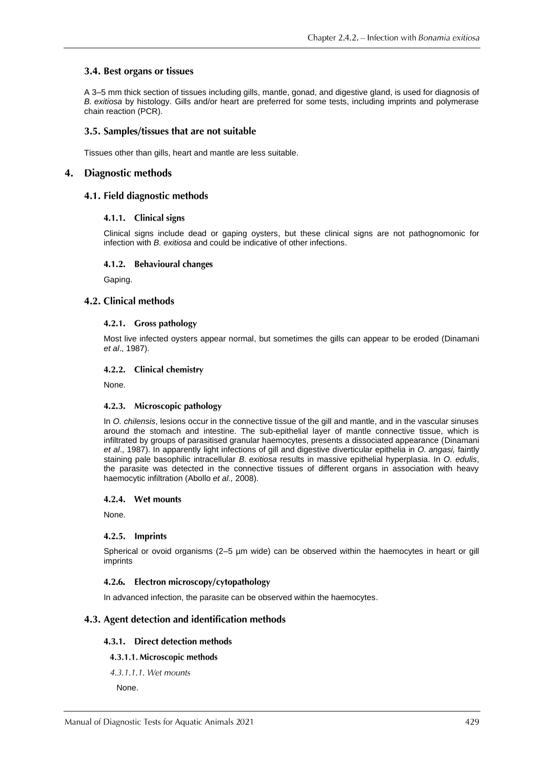### 3.4. Best organs or tissues

A 3–5 mm thick section of tissues including gills, mantle, gonad, and digestive gland, is used for diagnosis of *B. exitiosa* by histology. Gills and/or heart are preferred for some tests, including imprints and polymerase chain reaction (PCR).

### 3.5. Samples/tissues that are not suitable

Tissues other than gills, heart and mantle are less suitable.

## 4. Diagnostic methods

### 4.1. Field diagnostic methods

#### 4.1.1. Clinical signs

Clinical signs include dead or gaping oysters, but these clinical signs are not pathognomonic for infection with *B. exitiosa* and could be indicative of other infections.

#### 4.1.2. Behavioural changes

Gaping.

### 4.2. Clinical methods

#### 4.2.1. Gross pathology

Most live infected oysters appear normal, but sometimes the gills can appear to be eroded (Dinamani *et al*., 1987).

#### 4.2.2. Clinical chemistry

None.

#### 4.2.3. Microscopic pathology

In *O. chilensis*, lesions occur in the connective tissue of the gill and mantle, and in the vascular sinuses around the stomach and intestine. The sub-epithelial layer of mantle connective tissue, which is infiltrated by groups of parasitised granular haemocytes, presents a dissociated appearance (Dinamani *et al*., 1987). In apparently light infections of gill and digestive diverticular epithelia in *O. angasi,* faintly staining pale basophilic intracellular *B. exitiosa* results in massive epithelial hyperplasia. In *O. edulis*, the parasite was detected in the connective tissues of different organs in association with heavy haemocytic infiltration (Abollo *et al.,* 2008).

#### 4.2.4. Wet mounts

None.

#### 4.2.5. Imprints

Spherical or ovoid organisms (2–5 µm wide) can be observed within the haemocytes in heart or gill imprints

#### 4.2.6. Electron microscopy/cytopathology

In advanced infection, the parasite can be observed within the haemocytes.

### 4.3. Agent detection and identification methods

#### 4.3.1. Direct detection methods

##### 4.3.1.1. Microscopic methods

*4.3.1.1.1. Wet mounts*

None.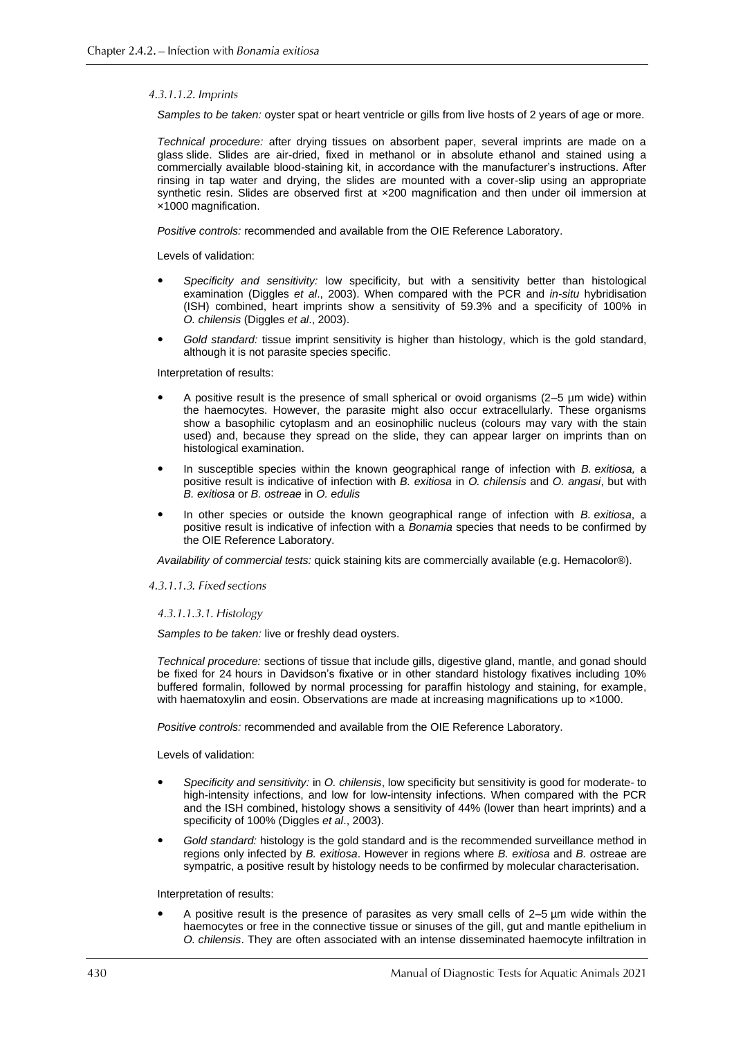#### 4.3.1.1.2. Imprints

*Samples to be taken:* oyster spat or heart ventricle or gills from live hosts of 2 years of age or more.

*Technical procedure:* after drying tissues on absorbent paper, several imprints are made on a glass slide. Slides are air-dried, fixed in methanol or in absolute ethanol and stained using a commercially available blood-staining kit, in accordance with the manufacturer's instructions. After rinsing in tap water and drying, the slides are mounted with a cover-slip using an appropriate synthetic resin. Slides are observed first at ×200 magnification and then under oil immersion at ×1000 magnification.

*Positive controls:* recommended and available from the OIE Reference Laboratory.

Levels of validation:

- *Specificity and sensitivity:* low specificity, but with a sensitivity better than histological examination (Diggles *et al*., 2003). When compared with the PCR and *in-situ* hybridisation (ISH) combined, heart imprints show a sensitivity of 59.3% and a specificity of 100% in *O. chilensis* (Diggles *et al*., 2003).
- *Gold standard:* tissue imprint sensitivity is higher than histology, which is the gold standard, although it is not parasite species specific.

Interpretation of results:

- A positive result is the presence of small spherical or ovoid organisms (2–5 µm wide) within the haemocytes. However, the parasite might also occur extracellularly. These organisms show a basophilic cytoplasm and an eosinophilic nucleus (colours may vary with the stain used) and, because they spread on the slide, they can appear larger on imprints than on histological examination.
- In susceptible species within the known geographical range of infection with *B. exitiosa,* a positive result is indicative of infection with *B. exitiosa* in *O. chilensis* and *O. angasi*, but with *B. exitiosa* or *B. ostreae* in *O. edulis*
- In other species or outside the known geographical range of infection with *B. exitiosa*, a positive result is indicative of infection with a *Bonamia* species that needs to be confirmed by the OIE Reference Laboratory.

*Availability of commercial tests:* quick staining kits are commercially available (e.g. Hemacolor®).

#### 4.3.1.1.3. Fixed sections

##### 4.3.1.1.3.1. Histology

*Samples to be taken:* live or freshly dead oysters.

*Technical procedure:* sections of tissue that include gills, digestive gland, mantle, and gonad should be fixed for 24 hours in Davidson's fixative or in other standard histology fixatives including 10% buffered formalin, followed by normal processing for paraffin histology and staining, for example, with haematoxylin and eosin. Observations are made at increasing magnifications up to ×1000.

*Positive controls:* recommended and available from the OIE Reference Laboratory.

Levels of validation:

- *Specificity and sensitivity:* in *O. chilensis*, low specificity but sensitivity is good for moderate- to high-intensity infections, and low for low-intensity infections. When compared with the PCR and the ISH combined, histology shows a sensitivity of 44% (lower than heart imprints) and a specificity of 100% (Diggles *et al*., 2003).
- *Gold standard:* histology is the gold standard and is the recommended surveillance method in regions only infected by *B. exitiosa*. However in regions where *B. exitiosa* and *B. o*streae are sympatric, a positive result by histology needs to be confirmed by molecular characterisation.

Interpretation of results:

- A positive result is the presence of parasites as very small cells of 2–5 µm wide within the haemocytes or free in the connective tissue or sinuses of the gill, gut and mantle epithelium in *O. chilensis*. They are often associated with an intense disseminated haemocyte infiltration in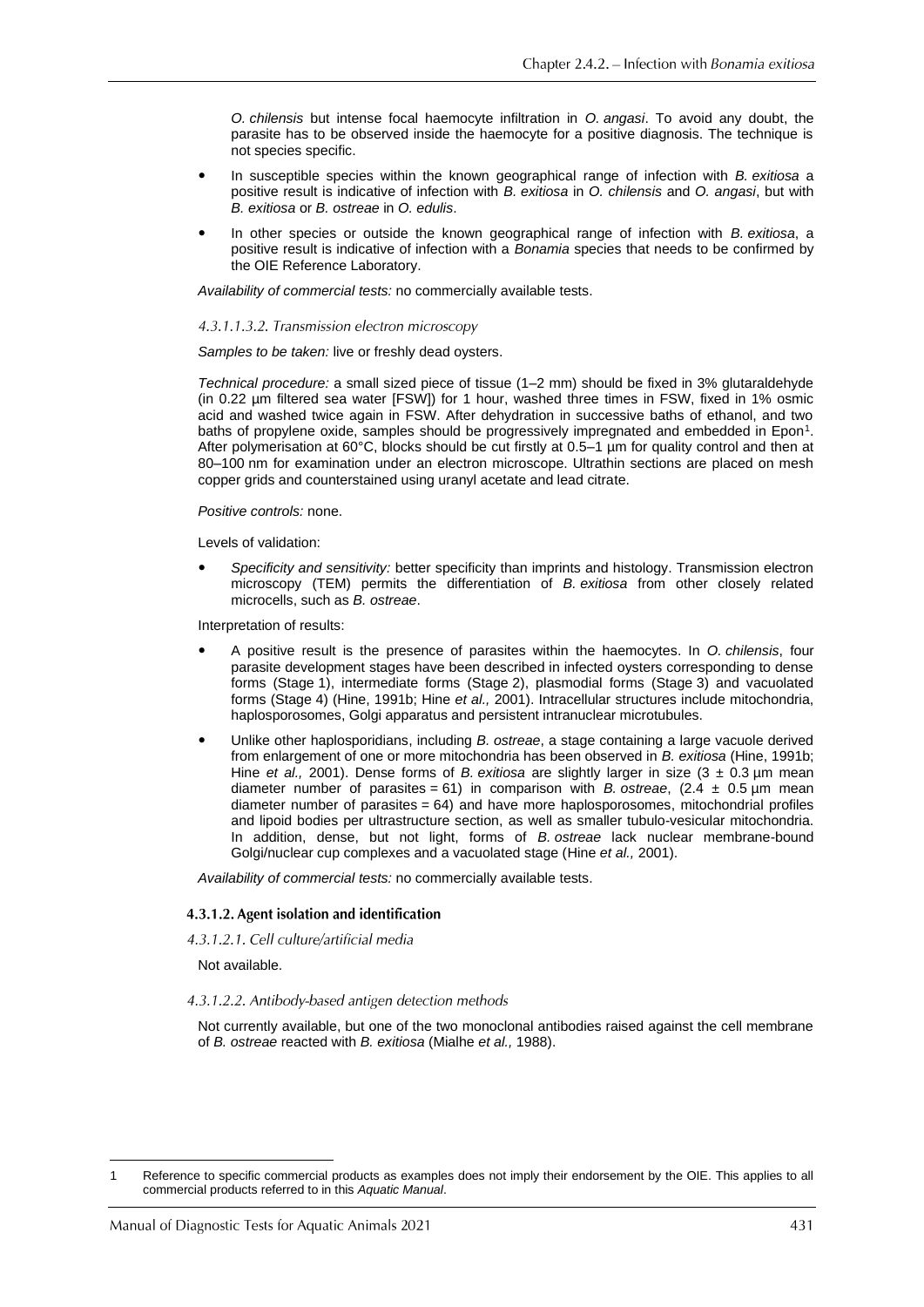*O. chilensis* but intense focal haemocyte infiltration in *O. angasi*. To avoid any doubt, the parasite has to be observed inside the haemocyte for a positive diagnosis. The technique is not species specific.

- In susceptible species within the known geographical range of infection with *B. exitiosa* a positive result is indicative of infection with *B. exitiosa* in *O. chilensis* and *O. angasi*, but with *B. exitiosa* or *B. ostreae* in *O. edulis*.
- In other species or outside the known geographical range of infection with *B. exitiosa*, a positive result is indicative of infection with a *Bonamia* species that needs to be confirmed by the OIE Reference Laboratory.

*Availability of commercial tests:* no commercially available tests.

##### 4.3.1.1.3.2. Transmission electron microscopy

*Samples to be taken:* live or freshly dead oysters.

*Technical procedure:* a small sized piece of tissue (1–2 mm) should be fixed in 3% glutaraldehyde (in 0.22 µm filtered sea water [FSW]) for 1 hour, washed three times in FSW, fixed in 1% osmic acid and washed twice again in FSW. After dehydration in successive baths of ethanol, and two baths of propylene oxide, samples should be progressively impregnated and embedded in Epon[1]. After polymerisation at 60°C, blocks should be cut firstly at 0.5–1 µm for quality control and then at 80–100 nm for examination under an electron microscope. Ultrathin sections are placed on mesh copper grids and counterstained using uranyl acetate and lead citrate.

*Positive controls:* none.

Levels of validation:

- *Specificity and sensitivity:* better specificity than imprints and histology. Transmission electron microscopy (TEM) permits the differentiation of *B. exitiosa* from other closely related microcells, such as *B. ostreae*.

Interpretation of results:

- A positive result is the presence of parasites within the haemocytes. In *O. chilensis*, four parasite development stages have been described in infected oysters corresponding to dense forms (Stage 1), intermediate forms (Stage 2), plasmodial forms (Stage 3) and vacuolated forms (Stage 4) (Hine, 1991b; Hine *et al.,* 2001). Intracellular structures include mitochondria, haplosporosomes, Golgi apparatus and persistent intranuclear microtubules.
- Unlike other haplosporidians, including *B. ostreae*, a stage containing a large vacuole derived from enlargement of one or more mitochondria has been observed in *B. exitiosa* (Hine, 1991b; Hine *et al.,* 2001). Dense forms of *B. exitiosa* are slightly larger in size (3 ± 0.3 µm mean diameter number of parasites = 61) in comparison with *B. ostreae*, (2.4 ± 0.5 µm mean diameter number of parasites = 64) and have more haplosporosomes, mitochondrial profiles and lipoid bodies per ultrastructure section, as well as smaller tubulo-vesicular mitochondria. In addition, dense, but not light, forms of *B. ostreae* lack nuclear membrane-bound Golgi/nuclear cup complexes and a vacuolated stage (Hine *et al.,* 2001).

*Availability of commercial tests:* no commercially available tests.

#### 4.3.1.2. Agent isolation and identification

##### 4.3.1.2.1. Cell culture/artificial media

Not available.

##### 4.3.1.2.2. Antibody-based antigen detection methods

Not currently available, but one of the two monoclonal antibodies raised against the cell membrane of *B. ostreae* reacted with *B. exitiosa* (Mialhe *et al.,* 1988).

---

1 Reference to specific commercial products as examples does not imply their endorsement by the OIE. This applies to all commercial products referred to in this *Aquatic Manual*.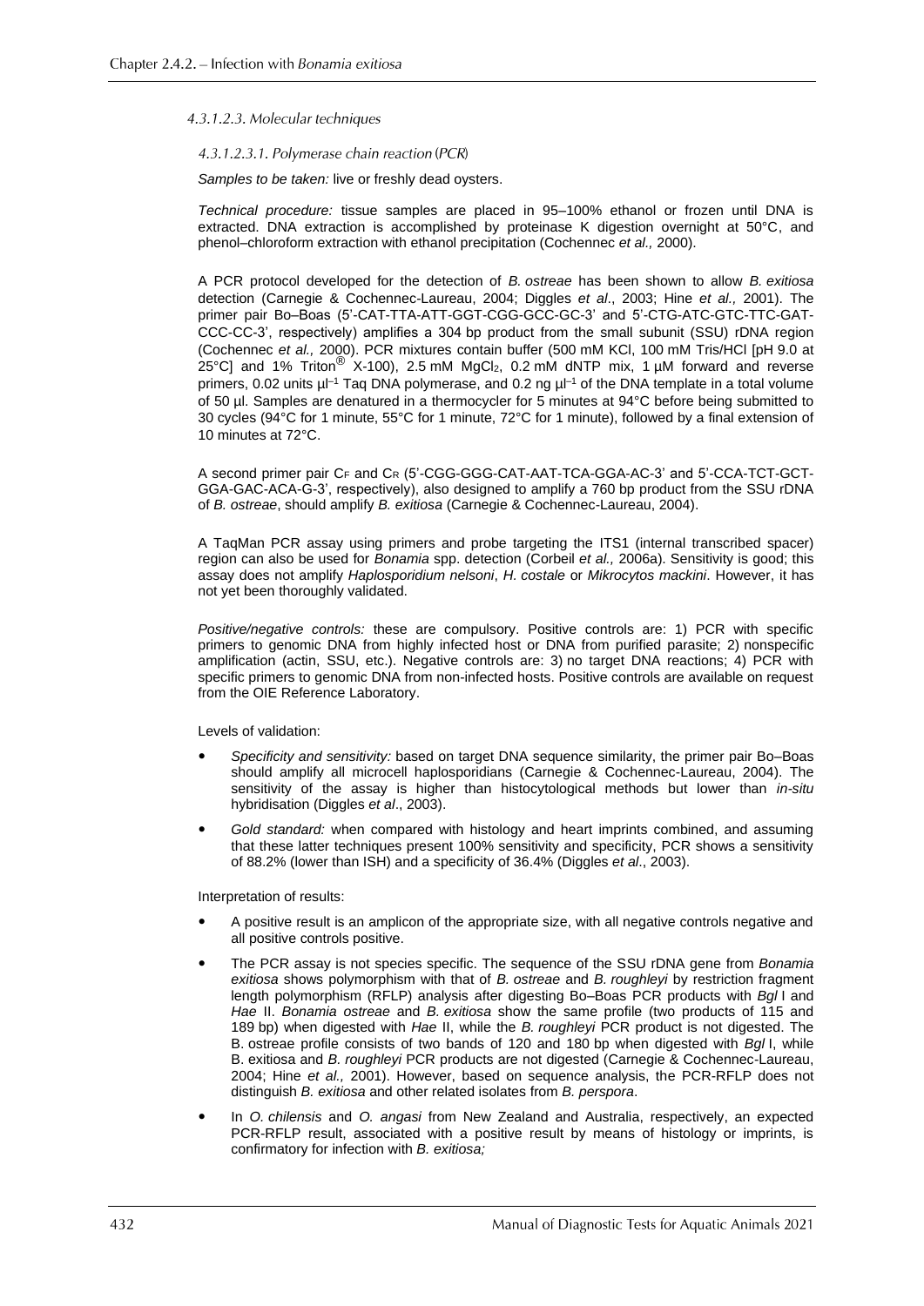#### 4.3.1.2.3. Molecular techniques

##### 4.3.1.2.3.1. Polymerase chain reaction (PCR)

*Samples to be taken:* live or freshly dead oysters.

*Technical procedure:* tissue samples are placed in 95–100% ethanol or frozen until DNA is extracted. DNA extraction is accomplished by proteinase K digestion overnight at 50°C, and phenol–chloroform extraction with ethanol precipitation (Cochennec *et al.,* 2000).

A PCR protocol developed for the detection of *B. ostreae* has been shown to allow *B. exitiosa* detection (Carnegie & Cochennec-Laureau, 2004; Diggles *et al*., 2003; Hine *et al.,* 2001). The primer pair Bo–Boas (5'-CAT-TTA-ATT-GGT-CGG-GCC-GC-3' and 5'-CTG-ATC-GTC-TTC-GAT-CCC-CC-3', respectively) amplifies a 304 bp product from the small subunit (SSU) rDNA region (Cochennec *et al.,* 2000). PCR mixtures contain buffer (500 mM KCl, 100 mM Tris/HCl [pH 9.0 at 25°C] and 1% Triton® X-100), 2.5 mM $MgCl_2$, 0.2 mM dNTP mix, 1 µM forward and reverse primers, 0.02 units $µl^{-1}$ Taq DNA polymerase, and 0.2 ng $µl^{-1}$ of the DNA template in a total volume of 50 µl. Samples are denatured in a thermocycler for 5 minutes at 94°C before being submitted to 30 cycles (94°C for 1 minute, 55°C for 1 minute, 72°C for 1 minute), followed by a final extension of 10 minutes at 72°C.

A second primer pair $C_F$ and $C_R$ (5'-CGG-GGG-CAT-AAT-TCA-GGA-AC-3' and 5'-CCA-TCT-GCT-GGA-GAC-ACA-G-3', respectively), also designed to amplify a 760 bp product from the SSU rDNA of *B. ostreae*, should amplify *B. exitiosa* (Carnegie & Cochennec-Laureau, 2004).

A TaqMan PCR assay using primers and probe targeting the ITS1 (internal transcribed spacer) region can also be used for *Bonamia* spp. detection (Corbeil *et al.,* 2006a). Sensitivity is good; this assay does not amplify *Haplosporidium nelsoni*, *H. costale* or *Mikrocytos mackini*. However, it has not yet been thoroughly validated.

*Positive/negative controls:* these are compulsory. Positive controls are: 1) PCR with specific primers to genomic DNA from highly infected host or DNA from purified parasite; 2) nonspecific amplification (actin, SSU, etc.). Negative controls are: 3) no target DNA reactions; 4) PCR with specific primers to genomic DNA from non-infected hosts. Positive controls are available on request from the OIE Reference Laboratory.

Levels of validation:

- *Specificity and sensitivity:* based on target DNA sequence similarity, the primer pair Bo–Boas should amplify all microcell haplosporidians (Carnegie & Cochennec-Laureau, 2004). The sensitivity of the assay is higher than histocytological methods but lower than *in-situ* hybridisation (Diggles *et al*., 2003).
- *Gold standard:* when compared with histology and heart imprints combined, and assuming that these latter techniques present 100% sensitivity and specificity, PCR shows a sensitivity of 88.2% (lower than ISH) and a specificity of 36.4% (Diggles *et al*., 2003).

Interpretation of results:

- A positive result is an amplicon of the appropriate size, with all negative controls negative and all positive controls positive.
- The PCR assay is not species specific. The sequence of the SSU rDNA gene from *Bonamia exitiosa* shows polymorphism with that of *B. ostreae* and *B. roughleyi* by restriction fragment length polymorphism (RFLP) analysis after digesting Bo–Boas PCR products with *Bgl* I and *Hae* II. *Bonamia ostreae* and *B. exitiosa* show the same profile (two products of 115 and 189 bp) when digested with *Hae* II, while the *B. roughleyi* PCR product is not digested. The B. ostreae profile consists of two bands of 120 and 180 bp when digested with *Bgl* I, while B. exitiosa and *B. roughleyi* PCR products are not digested (Carnegie & Cochennec-Laureau, 2004; Hine *et al.,* 2001). However, based on sequence analysis, the PCR-RFLP does not distinguish *B. exitiosa* and other related isolates from *B. perspora*.
- In *O. chilensis* and *O. angasi* from New Zealand and Australia, respectively, an expected PCR-RFLP result, associated with a positive result by means of histology or imprints, is confirmatory for infection with *B. exitiosa;*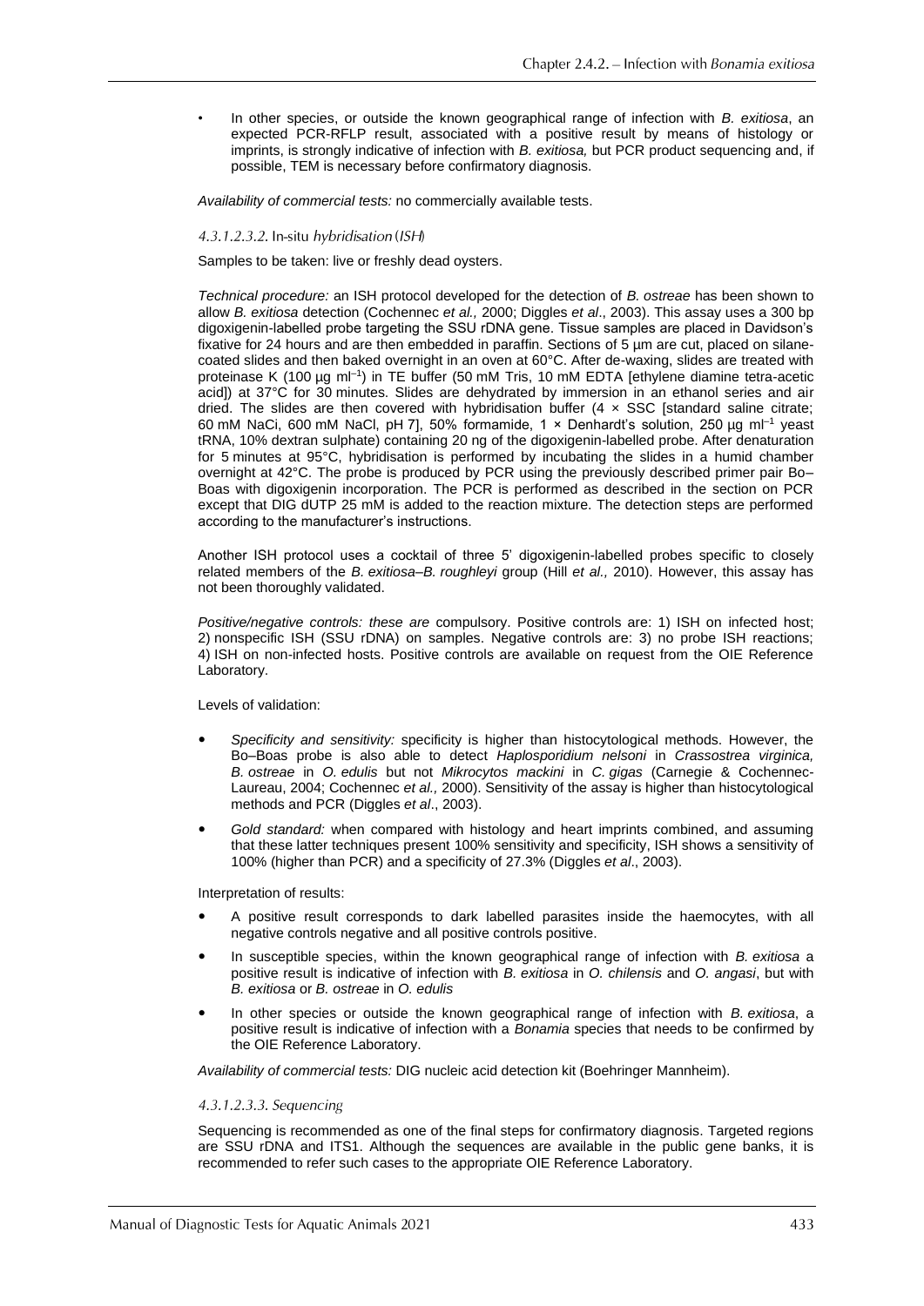- In other species, or outside the known geographical range of infection with *B. exitiosa*, an expected PCR-RFLP result, associated with a positive result by means of histology or imprints, is strongly indicative of infection with *B. exitiosa,* but PCR product sequencing and, if possible, TEM is necessary before confirmatory diagnosis.

*Availability of commercial tests:* no commercially available tests.

#### *4.3.1.2.3.2.* In-situ *hybridisation (ISH)*

Samples to be taken: live or freshly dead oysters.

*Technical procedure:* an ISH protocol developed for the detection of *B. ostreae* has been shown to allow *B. exitiosa* detection (Cochennec *et al.,* 2000; Diggles *et al*., 2003). This assay uses a 300 bp digoxigenin-labelled probe targeting the SSU rDNA gene. Tissue samples are placed in Davidson's fixative for 24 hours and are then embedded in paraffin. Sections of 5 µm are cut, placed on silane-coated slides and then baked overnight in an oven at 60°C. After de-waxing, slides are treated with proteinase K (100 µg $ml^{-1}$) in TE buffer (50 mM Tris, 10 mM EDTA [ethylene diamine tetra-acetic acid]) at 37°C for 30 minutes. Slides are dehydrated by immersion in an ethanol series and air dried. The slides are then covered with hybridisation buffer (4 × SSC [standard saline citrate; 60 mM NaCi, 600 mM NaCl, pH 7], 50% formamide, 1 × Denhardt's solution, 250 µg $ml^{-1}$ yeast tRNA, 10% dextran sulphate) containing 20 ng of the digoxigenin-labelled probe. After denaturation for 5 minutes at 95°C, hybridisation is performed by incubating the slides in a humid chamber overnight at 42°C. The probe is produced by PCR using the previously described primer pair Bo–Boas with digoxigenin incorporation. The PCR is performed as described in the section on PCR except that DIG dUTP 25 mM is added to the reaction mixture. The detection steps are performed according to the manufacturer's instructions.

Another ISH protocol uses a cocktail of three 5' digoxigenin-labelled probes specific to closely related members of the *B. exitiosa–B. roughleyi* group (Hill *et al.,* 2010). However, this assay has not been thoroughly validated.

*Positive/negative controls: these are* compulsory. Positive controls are: 1) ISH on infected host; 2) nonspecific ISH (SSU rDNA) on samples. Negative controls are: 3) no probe ISH reactions; 4) ISH on non-infected hosts. Positive controls are available on request from the OIE Reference Laboratory.

Levels of validation:

- *Specificity and sensitivity:* specificity is higher than histocytological methods. However, the Bo–Boas probe is also able to detect *Haplosporidium nelsoni* in *Crassostrea virginica, B. ostreae* in *O. edulis* but not *Mikrocytos mackini* in *C. gigas* (Carnegie & Cochennec-Laureau, 2004; Cochennec *et al.,* 2000). Sensitivity of the assay is higher than histocytological methods and PCR (Diggles *et al*., 2003).
- *Gold standard:* when compared with histology and heart imprints combined, and assuming that these latter techniques present 100% sensitivity and specificity, ISH shows a sensitivity of 100% (higher than PCR) and a specificity of 27.3% (Diggles *et al*., 2003).

Interpretation of results:

- A positive result corresponds to dark labelled parasites inside the haemocytes, with all negative controls negative and all positive controls positive.
- In susceptible species, within the known geographical range of infection with *B. exitiosa* a positive result is indicative of infection with *B. exitiosa* in *O. chilensis* and *O. angasi*, but with *B. exitiosa* or *B. ostreae* in *O. edulis*
- In other species or outside the known geographical range of infection with *B. exitiosa*, a positive result is indicative of infection with a *Bonamia* species that needs to be confirmed by the OIE Reference Laboratory.

*Availability of commercial tests:* DIG nucleic acid detection kit (Boehringer Mannheim).

#### *4.3.1.2.3.3. Sequencing*

Sequencing is recommended as one of the final steps for confirmatory diagnosis. Targeted regions are SSU rDNA and ITS1. Although the sequences are available in the public gene banks, it is recommended to refer such cases to the appropriate OIE Reference Laboratory.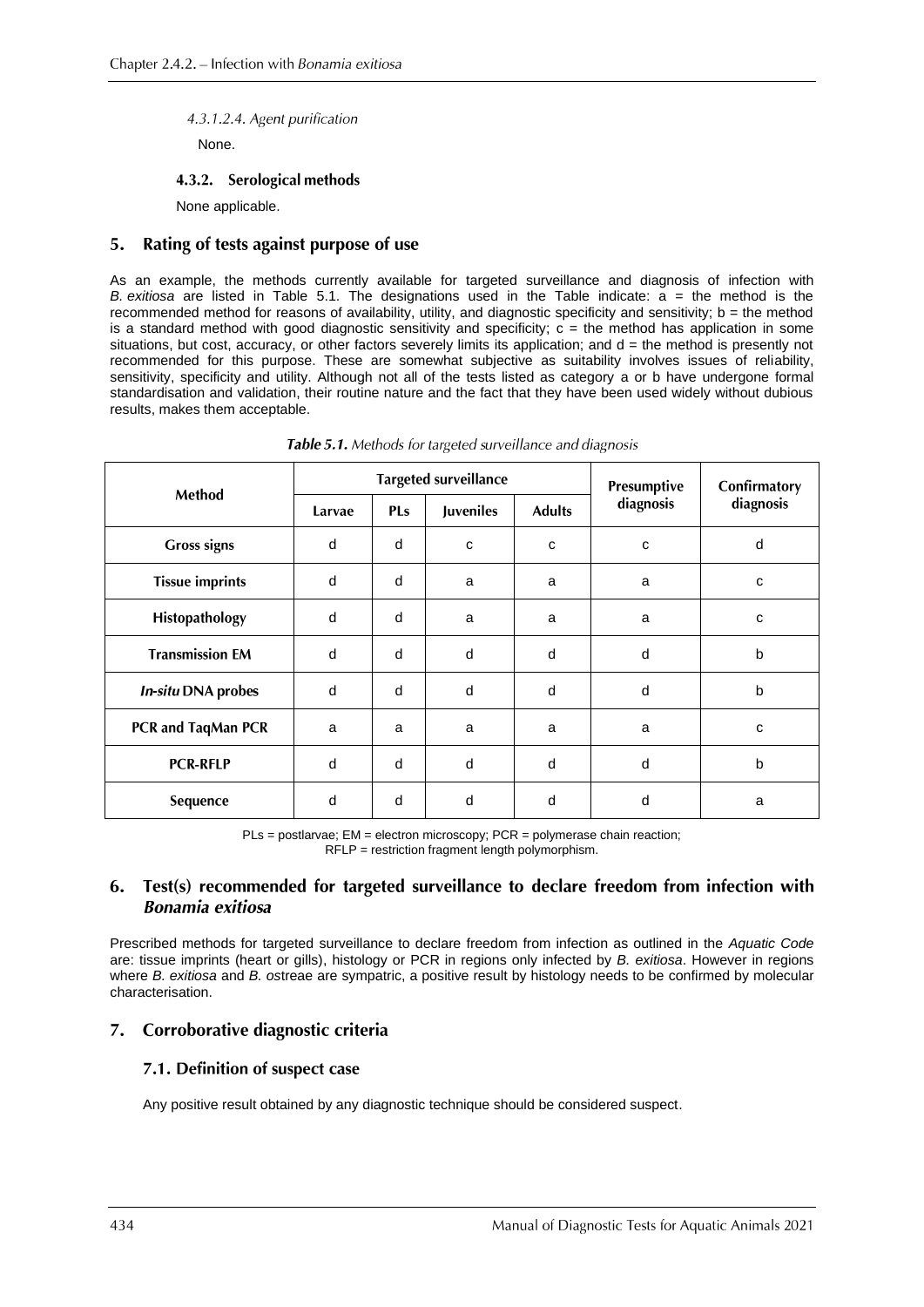#### 4.3.1.2.4. *Agent purification*

None.

### 4.3.2. Serological methods

None applicable.

## 5. Rating of tests against purpose of use

As an example, the methods currently available for targeted surveillance and diagnosis of infection with *B. exitiosa* are listed in Table 5.1. The designations used in the Table indicate: a = the method is the recommended method for reasons of availability, utility, and diagnostic specificity and sensitivity; b = the method is a standard method with good diagnostic sensitivity and specificity; c = the method has application in some situations, but cost, accuracy, or other factors severely limits its application; and d = the method is presently not recommended for this purpose. These are somewhat subjective as suitability involves issues of reliability, sensitivity, specificity and utility. Although not all of the tests listed as category a or b have undergone formal standardisation and validation, their routine nature and the fact that they have been used widely without dubious results, makes them acceptable.

***Table 5.1.*** *Methods for targeted surveillance and diagnosis*

| Method | Targeted surveillance | | | | Presumptive diagnosis | Confirmatory diagnosis |
|---|---|---|---|---|---|---|
| | Larvae | PLs | Juveniles | Adults | | |
| Gross signs | d | d | c | c | c | d |
| Tissue imprints | d | d | a | a | a | c |
| Histopathology | d | d | a | a | a | c |
| Transmission EM | d | d | d | d | d | b |
| *In-situ* DNA probes | d | d | d | d | d | b |
| PCR and TaqMan PCR | a | a | a | a | a | c |
| PCR-RFLP | d | d | d | d | d | b |
| Sequence | d | d | d | d | d | a |

PLs = postlarvae; EM = electron microscopy; PCR = polymerase chain reaction;
RFLP = restriction fragment length polymorphism.

## 6. Test(s) recommended for targeted surveillance to declare freedom from infection with *Bonamia exitiosa*

Prescribed methods for targeted surveillance to declare freedom from infection as outlined in the *Aquatic Code* are: tissue imprints (heart or gills), histology or PCR in regions only infected by *B. exitiosa*. However in regions where *B. exitiosa* and *B. ostreae* are sympatric, a positive result by histology needs to be confirmed by molecular characterisation.

## 7. Corroborative diagnostic criteria

### 7.1. Definition of suspect case

Any positive result obtained by any diagnostic technique should be considered suspect.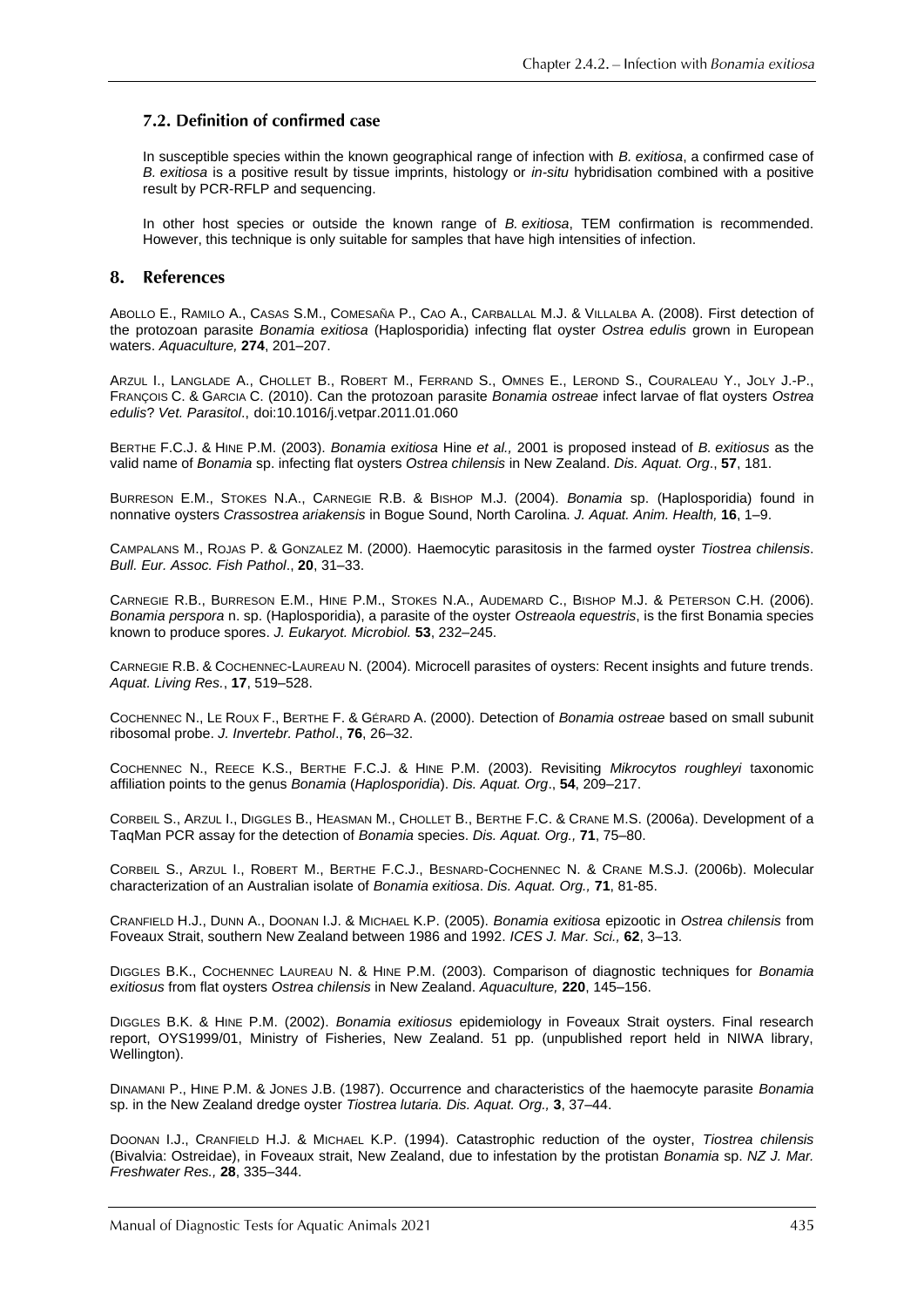### 7.2. Definition of confirmed case

In susceptible species within the known geographical range of infection with *B. exitiosa*, a confirmed case of *B. exitiosa* is a positive result by tissue imprints, histology or *in-situ* hybridisation combined with a positive result by PCR-RFLP and sequencing.

In other host species or outside the known range of *B. exitiosa*, TEM confirmation is recommended. However, this technique is only suitable for samples that have high intensities of infection.

## 8. References

ABOLLO E., RAMILO A., CASAS S.M., COMESAÑA P., CAO A., CARBALLAL M.J. & VILLALBA A. (2008). First detection of the protozoan parasite *Bonamia exitiosa* (Haplosporidia) infecting flat oyster *Ostrea edulis* grown in European waters. *Aquaculture,* **274**, 201–207.

ARZUL I., LANGLADE A., CHOLLET B., ROBERT M., FERRAND S., OMNES E., LEROND S., COURALEAU Y., JOLY J.-P., FRANÇOIS C. & GARCIA C. (2010). Can the protozoan parasite *Bonamia ostreae* infect larvae of flat oysters *Ostrea edulis*? *Vet. Parasitol*., doi:10.1016/j.vetpar.2011.01.060

BERTHE F.C.J. & HINE P.M. (2003). *Bonamia exitiosa* Hine *et al.,* 2001 is proposed instead of *B. exitiosus* as the valid name of *Bonamia* sp. infecting flat oysters *Ostrea chilensis* in New Zealand. *Dis. Aquat. Org*., **57**, 181.

BURRESON E.M., STOKES N.A., CARNEGIE R.B. & BISHOP M.J. (2004). *Bonamia* sp. (Haplosporidia) found in nonnative oysters *Crassostrea ariakensis* in Bogue Sound, North Carolina. *J. Aquat. Anim. Health,* **16**, 1–9.

CAMPALANS M., ROJAS P. & GONZALEZ M. (2000). Haemocytic parasitosis in the farmed oyster *Tiostrea chilensis*. *Bull. Eur. Assoc. Fish Pathol*., **20**, 31–33.

CARNEGIE R.B., BURRESON E.M., HINE P.M., STOKES N.A., AUDEMARD C., BISHOP M.J. & PETERSON C.H. (2006). *Bonamia perspora* n. sp. (Haplosporidia), a parasite of the oyster *Ostreaola equestris*, is the first Bonamia species known to produce spores. *J. Eukaryot. Microbiol.* **53**, 232–245.

CARNEGIE R.B. & COCHENNEC-LAUREAU N. (2004). Microcell parasites of oysters: Recent insights and future trends. *Aquat. Living Res.*, **17**, 519–528.

COCHENNEC N., LE ROUX F., BERTHE F. & GÉRARD A. (2000). Detection of *Bonamia ostreae* based on small subunit ribosomal probe. *J. Invertebr. Pathol*., **76**, 26–32.

COCHENNEC N., REECE K.S., BERTHE F.C.J. & HINE P.M. (2003). Revisiting *Mikrocytos roughleyi* taxonomic affiliation points to the genus *Bonamia* (*Haplosporidia*). *Dis. Aquat. Org*., **54**, 209–217.

CORBEIL S., ARZUL I., DIGGLES B., HEASMAN M., CHOLLET B., BERTHE F.C. & CRANE M.S. (2006a). Development of a TaqMan PCR assay for the detection of *Bonamia* species. *Dis. Aquat. Org.,* **71**, 75–80.

CORBEIL S., ARZUL I., ROBERT M., BERTHE F.C.J., BESNARD-COCHENNEC N. & CRANE M.S.J. (2006b). Molecular characterization of an Australian isolate of *Bonamia exitiosa*. *Dis. Aquat. Org.,* **71**, 81-85.

CRANFIELD H.J., DUNN A., DOONAN I.J. & MICHAEL K.P. (2005). *Bonamia exitiosa* epizootic in *Ostrea chilensis* from Foveaux Strait, southern New Zealand between 1986 and 1992. *ICES J. Mar. Sci.,* **62**, 3–13.

DIGGLES B.K., COCHENNEC LAUREAU N. & HINE P.M. (2003). Comparison of diagnostic techniques for *Bonamia exitiosus* from flat oysters *Ostrea chilensis* in New Zealand. *Aquaculture,* **220**, 145–156.

DIGGLES B.K. & HINE P.M. (2002). *Bonamia exitiosus* epidemiology in Foveaux Strait oysters. Final research report, OYS1999/01, Ministry of Fisheries, New Zealand. 51 pp. (unpublished report held in NIWA library, Wellington).

DINAMANI P., HINE P.M. & JONES J.B. (1987). Occurrence and characteristics of the haemocyte parasite *Bonamia* sp. in the New Zealand dredge oyster *Tiostrea lutaria. Dis. Aquat. Org.,* **3**, 37–44.

DOONAN I.J., CRANFIELD H.J. & MICHAEL K.P. (1994). Catastrophic reduction of the oyster, *Tiostrea chilensis* (Bivalvia: Ostreidae), in Foveaux strait, New Zealand, due to infestation by the protistan *Bonamia* sp. *NZ J. Mar. Freshwater Res.,* **28**, 335–344.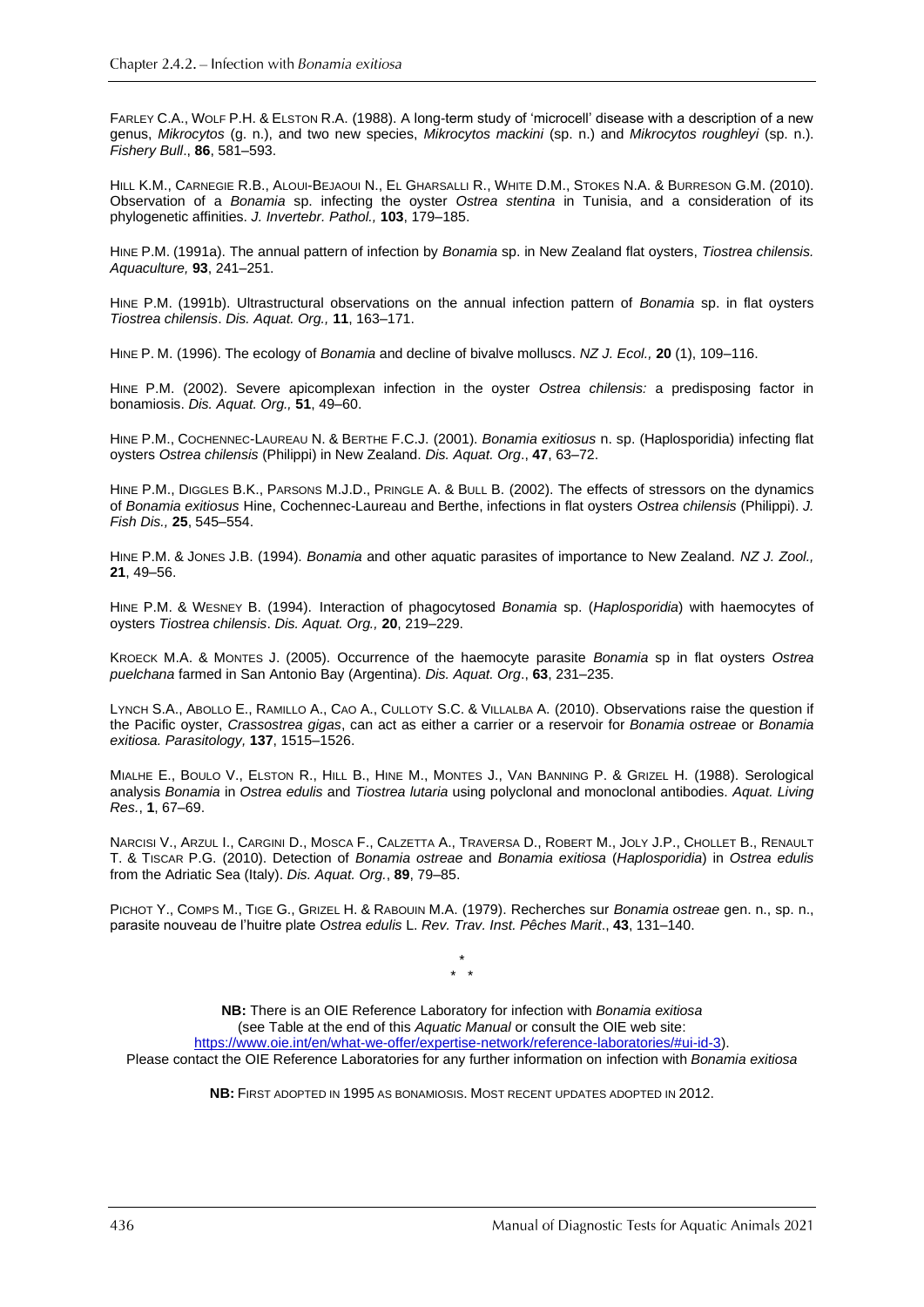FARLEY C.A., WOLF P.H. & ELSTON R.A. (1988). A long-term study of 'microcell' disease with a description of a new genus, *Mikrocytos* (g. n.), and two new species, *Mikrocytos mackini* (sp. n.) and *Mikrocytos roughleyi* (sp. n.). *Fishery Bull*., **86**, 581–593.

HILL K.M., CARNEGIE R.B., ALOUI-BEJAOUI N., EL GHARSALLI R., WHITE D.M., STOKES N.A. & BURRESON G.M. (2010). Observation of a *Bonamia* sp. infecting the oyster *Ostrea stentina* in Tunisia, and a consideration of its phylogenetic affinities. *J. Invertebr. Pathol.,* **103**, 179–185.

HINE P.M. (1991a). The annual pattern of infection by *Bonamia* sp. in New Zealand flat oysters, *Tiostrea chilensis. Aquaculture,* **93**, 241–251.

HINE P.M. (1991b). Ultrastructural observations on the annual infection pattern of *Bonamia* sp. in flat oysters *Tiostrea chilensis*. *Dis. Aquat. Org.,* **11**, 163–171.

HINE P. M. (1996). The ecology of *Bonamia* and decline of bivalve molluscs. *NZ J. Ecol.,* **20** (1), 109–116.

HINE P.M. (2002). Severe apicomplexan infection in the oyster *Ostrea chilensis:* a predisposing factor in bonamiosis. *Dis. Aquat. Org.,* **51**, 49–60.

HINE P.M., COCHENNEC-LAUREAU N. & BERTHE F.C.J. (2001). *Bonamia exitiosus* n. sp. (Haplosporidia) infecting flat oysters *Ostrea chilensis* (Philippi) in New Zealand. *Dis. Aquat. Org*., **47**, 63–72.

HINE P.M., DIGGLES B.K., PARSONS M.J.D., PRINGLE A. & BULL B. (2002). The effects of stressors on the dynamics of *Bonamia exitiosus* Hine, Cochennec-Laureau and Berthe, infections in flat oysters *Ostrea chilensis* (Philippi). *J. Fish Dis.,* **25**, 545–554.

HINE P.M. & JONES J.B. (1994). *Bonamia* and other aquatic parasites of importance to New Zealand. *NZ J. Zool.,* **21**, 49–56.

HINE P.M. & WESNEY B. (1994). Interaction of phagocytosed *Bonamia* sp. (*Haplosporidia*) with haemocytes of oysters *Tiostrea chilensis*. *Dis. Aquat. Org.,* **20**, 219–229.

KROECK M.A. & MONTES J. (2005). Occurrence of the haemocyte parasite *Bonamia* sp in flat oysters *Ostrea puelchana* farmed in San Antonio Bay (Argentina). *Dis. Aquat. Org*., **63**, 231–235.

LYNCH S.A., ABOLLO E., RAMILLO A., CAO A., CULLOTY S.C. & VILLALBA A. (2010). Observations raise the question if the Pacific oyster, *Crassostrea gigas*, can act as either a carrier or a reservoir for *Bonamia ostreae* or *Bonamia exitiosa. Parasitology,* **137**, 1515–1526.

MIALHE E., BOULO V., ELSTON R., HILL B., HINE M., MONTES J., VAN BANNING P. & GRIZEL H. (1988). Serological analysis *Bonamia* in *Ostrea edulis* and *Tiostrea lutaria* using polyclonal and monoclonal antibodies. *Aquat. Living Res.*, **1**, 67–69.

NARCISI V., ARZUL I., CARGINI D., MOSCA F., CALZETTA A., TRAVERSA D., ROBERT M., JOLY J.P., CHOLLET B., RENAULT T. & TISCAR P.G. (2010). Detection of *Bonamia ostreae* and *Bonamia exitiosa* (*Haplosporidia*) in *Ostrea edulis* from the Adriatic Sea (Italy). *Dis. Aquat. Org.*, **89**, 79–85.

PICHOT Y., COMPS M., TIGE G., GRIZEL H. & RABOUIN M.A. (1979). Recherches sur *Bonamia ostreae* gen. n., sp. n., parasite nouveau de l'huitre plate *Ostrea edulis* L. *Rev. Trav. Inst. Pêches Marit*., **43**, 131–140.

\*
\* \*

**NB:** There is an OIE Reference Laboratory for infection with *Bonamia exitiosa*
(see Table at the end of this *Aquatic Manual* or consult the OIE web site:
https://www.oie.int/en/what-we-offer/expertise-network/reference-laboratories/#ui-id-3).
Please contact the OIE Reference Laboratories for any further information on infection with *Bonamia exitiosa*

**NB:** FIRST ADOPTED IN 1995 AS BONAMIOSIS. MOST RECENT UPDATES ADOPTED IN 2012.